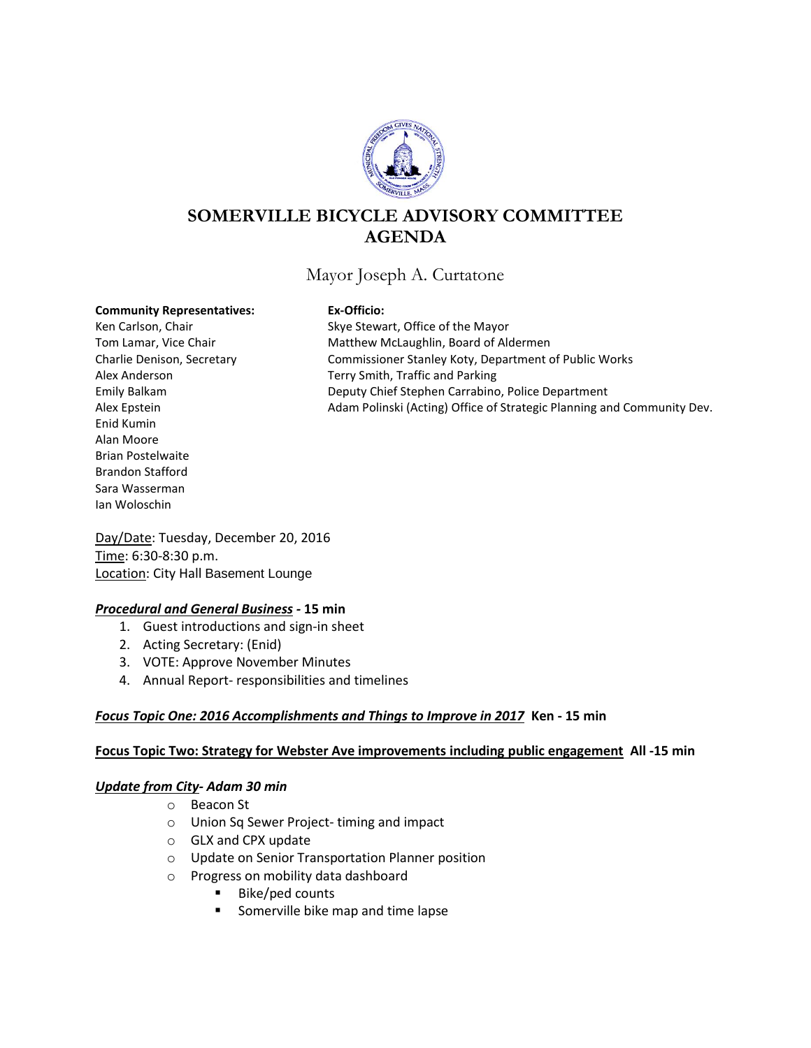# SOMERVILLE BICYCLE ADVISORY COMMITTEE AGENDA

Mayor Joseph A. Curtatone

**Community Representatives:**
Ken Carlson, Chair
Tom Lamar, Vice Chair
Charlie Denison, Secretary
Alex Anderson
Emily Balkam
Alex Epstein
Enid Kumin
Alan Moore
Brian Postelwaite
Brandon Stafford
Sara Wasserman
Ian Woloschin

**Ex-Officio:**
Skye Stewart, Office of the Mayor
Matthew McLaughlin, Board of Aldermen
Commissioner Stanley Koty, Department of Public Works
Terry Smith, Traffic and Parking
Deputy Chief Stephen Carrabino, Police Department
Adam Polinski (Acting) Office of Strategic Planning and Community Dev.

Day/Date: Tuesday, December 20, 2016
Time: 6:30-8:30 p.m.
Location: City Hall Basement Lounge

***Procedural and General Business* - 15 min**

1. Guest introductions and sign-in sheet
2. Acting Secretary: (Enid)
3. VOTE: Approve November Minutes
4. Annual Report- responsibilities and timelines

***Focus Topic One: 2016 Accomplishments and Things to Improve in 2017*** **Ken - 15 min**

**Focus Topic Two: Strategy for Webster Ave improvements including public engagement All -15 min**

***Update from City- Adam 30 min***

- Beacon St
- Union Sq Sewer Project- timing and impact
- GLX and CPX update
- Update on Senior Transportation Planner position
- Progress on mobility data dashboard
  - Bike/ped counts
  - Somerville bike map and time lapse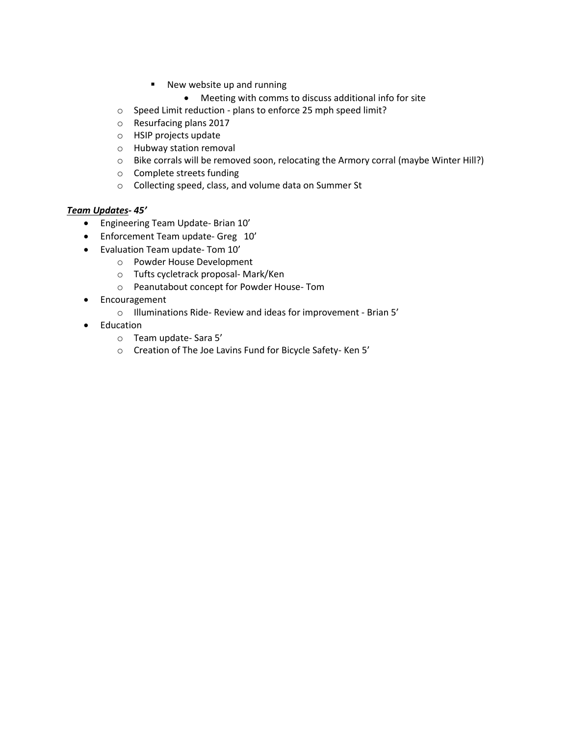- New website up and running
            - Meeting with comms to discuss additional info for site
    - Speed Limit reduction - plans to enforce 25 mph speed limit?
    - Resurfacing plans 2017
    - HSIP projects update
    - Hubway station removal
    - Bike corrals will be removed soon, relocating the Armory corral (maybe Winter Hill?)
    - Complete streets funding
    - Collecting speed, class, and volume data on Summer St

***Team Updates- 45’***

- Engineering Team Update- Brian 10’
- Enforcement Team update- Greg 10’
- Evaluation Team update- Tom 10’
    - Powder House Development
    - Tufts cycletrack proposal- Mark/Ken
    - Peanutabout concept for Powder House- Tom
- Encouragement
    - Illuminations Ride- Review and ideas for improvement - Brian 5’
- Education
    - Team update- Sara 5’
    - Creation of The Joe Lavins Fund for Bicycle Safety- Ken 5’